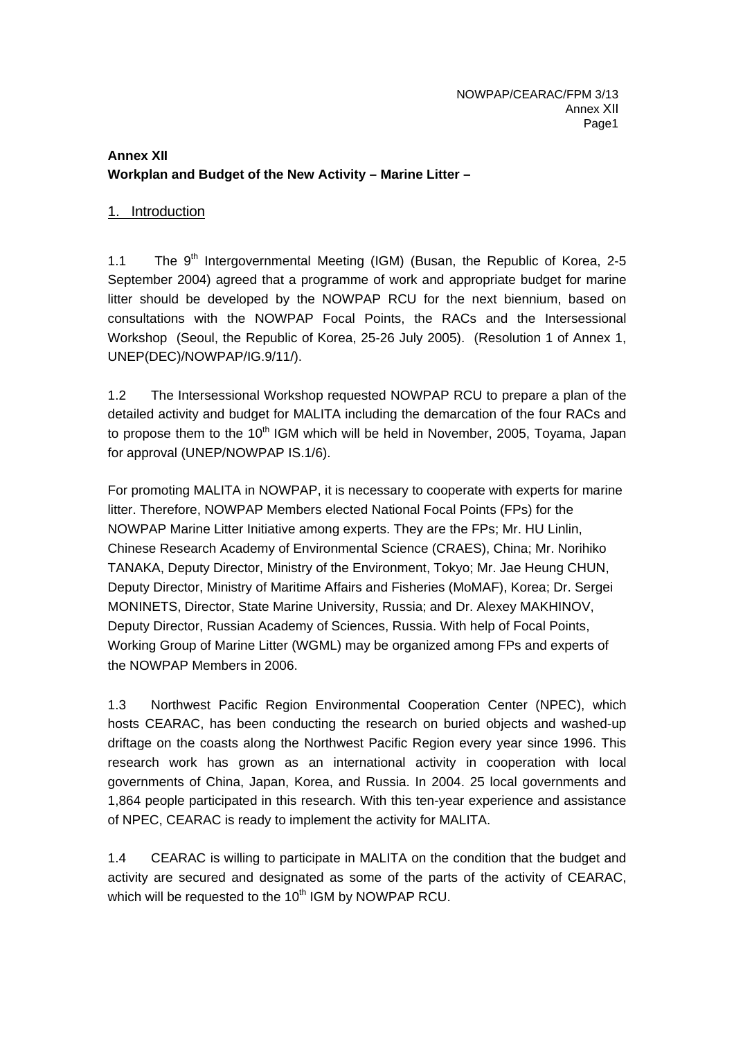## Annex XII
**Workplan and Budget of the New Activity – Marine Litter –**

### 1. Introduction

1.1 The 9th Intergovernmental Meeting (IGM) (Busan, the Republic of Korea, 2-5 September 2004) agreed that a programme of work and appropriate budget for marine litter should be developed by the NOWPAP RCU for the next biennium, based on consultations with the NOWPAP Focal Points, the RACs and the Intersessional Workshop (Seoul, the Republic of Korea, 25-26 July 2005). (Resolution 1 of Annex 1, UNEP(DEC)/NOWPAP/IG.9/11/).

1.2 The Intersessional Workshop requested NOWPAP RCU to prepare a plan of the detailed activity and budget for MALITA including the demarcation of the four RACs and to propose them to the 10th IGM which will be held in November, 2005, Toyama, Japan for approval (UNEP/NOWPAP IS.1/6).

For promoting MALITA in NOWPAP, it is necessary to cooperate with experts for marine litter. Therefore, NOWPAP Members elected National Focal Points (FPs) for the NOWPAP Marine Litter Initiative among experts. They are the FPs; Mr. HU Linlin, Chinese Research Academy of Environmental Science (CRAES), China; Mr. Norihiko TANAKA, Deputy Director, Ministry of the Environment, Tokyo; Mr. Jae Heung CHUN, Deputy Director, Ministry of Maritime Affairs and Fisheries (MoMAF), Korea; Dr. Sergei MONINETS, Director, State Marine University, Russia; and Dr. Alexey MAKHINOV, Deputy Director, Russian Academy of Sciences, Russia. With help of Focal Points, Working Group of Marine Litter (WGML) may be organized among FPs and experts of the NOWPAP Members in 2006.

1.3 Northwest Pacific Region Environmental Cooperation Center (NPEC), which hosts CEARAC, has been conducting the research on buried objects and washed-up driftage on the coasts along the Northwest Pacific Region every year since 1996. This research work has grown as an international activity in cooperation with local governments of China, Japan, Korea, and Russia. In 2004. 25 local governments and 1,864 people participated in this research. With this ten-year experience and assistance of NPEC, CEARAC is ready to implement the activity for MALITA.

1.4 CEARAC is willing to participate in MALITA on the condition that the budget and activity are secured and designated as some of the parts of the activity of CEARAC, which will be requested to the 10th IGM by NOWPAP RCU.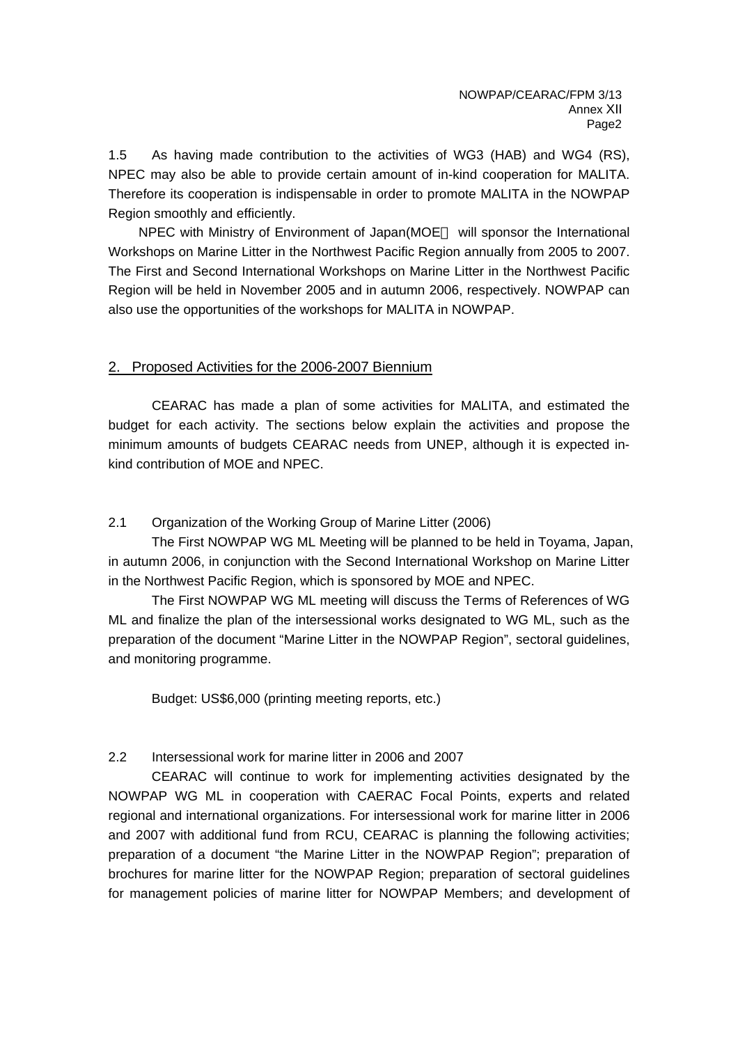1.5 As having made contribution to the activities of WG3 (HAB) and WG4 (RS), NPEC may also be able to provide certain amount of in-kind cooperation for MALITA. Therefore its cooperation is indispensable in order to promote MALITA in the NOWPAP Region smoothly and efficiently.

NPEC with Ministry of Environment of Japan(MOE) will sponsor the International Workshops on Marine Litter in the Northwest Pacific Region annually from 2005 to 2007. The First and Second International Workshops on Marine Litter in the Northwest Pacific Region will be held in November 2005 and in autumn 2006, respectively. NOWPAP can also use the opportunities of the workshops for MALITA in NOWPAP.

## 2. Proposed Activities for the 2006-2007 Biennium

CEARAC has made a plan of some activities for MALITA, and estimated the budget for each activity. The sections below explain the activities and propose the minimum amounts of budgets CEARAC needs from UNEP, although it is expected in-kind contribution of MOE and NPEC.

### 2.1 Organization of the Working Group of Marine Litter (2006)

The First NOWPAP WG ML Meeting will be planned to be held in Toyama, Japan, in autumn 2006, in conjunction with the Second International Workshop on Marine Litter in the Northwest Pacific Region, which is sponsored by MOE and NPEC.

The First NOWPAP WG ML meeting will discuss the Terms of References of WG ML and finalize the plan of the intersessional works designated to WG ML, such as the preparation of the document "Marine Litter in the NOWPAP Region", sectoral guidelines, and monitoring programme.

Budget: US$6,000 (printing meeting reports, etc.)

### 2.2 Intersessional work for marine litter in 2006 and 2007

CEARAC will continue to work for implementing activities designated by the NOWPAP WG ML in cooperation with CAERAC Focal Points, experts and related regional and international organizations. For intersessional work for marine litter in 2006 and 2007 with additional fund from RCU, CEARAC is planning the following activities; preparation of a document "the Marine Litter in the NOWPAP Region"; preparation of brochures for marine litter for the NOWPAP Region; preparation of sectoral guidelines for management policies of marine litter for NOWPAP Members; and development of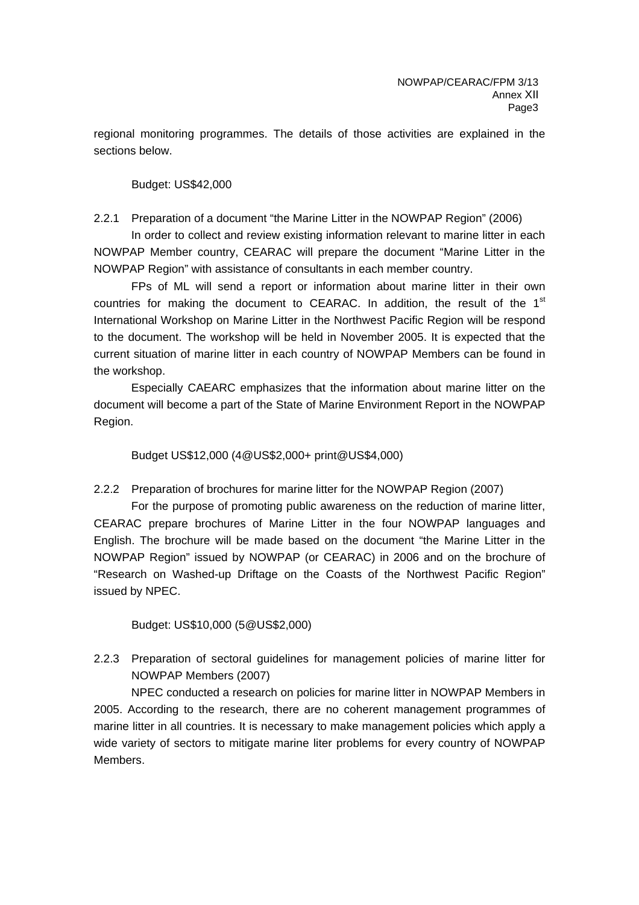regional monitoring programmes. The details of those activities are explained in the sections below.

Budget: US$42,000

### 2.2.1 Preparation of a document "the Marine Litter in the NOWPAP Region" (2006)

In order to collect and review existing information relevant to marine litter in each NOWPAP Member country, CEARAC will prepare the document "Marine Litter in the NOWPAP Region" with assistance of consultants in each member country.

FPs of ML will send a report or information about marine litter in their own countries for making the document to CEARAC. In addition, the result of the 1st International Workshop on Marine Litter in the Northwest Pacific Region will be respond to the document. The workshop will be held in November 2005. It is expected that the current situation of marine litter in each country of NOWPAP Members can be found in the workshop.

Especially CAEARC emphasizes that the information about marine litter on the document will become a part of the State of Marine Environment Report in the NOWPAP Region.

Budget US$12,000 (4@US$2,000+ print@US$4,000)

### 2.2.2 Preparation of brochures for marine litter for the NOWPAP Region (2007)

For the purpose of promoting public awareness on the reduction of marine litter, CEARAC prepare brochures of Marine Litter in the four NOWPAP languages and English. The brochure will be made based on the document "the Marine Litter in the NOWPAP Region" issued by NOWPAP (or CEARAC) in 2006 and on the brochure of "Research on Washed-up Driftage on the Coasts of the Northwest Pacific Region" issued by NPEC.

Budget: US$10,000 (5@US$2,000)

### 2.2.3 Preparation of sectoral guidelines for management policies of marine litter for NOWPAP Members (2007)

NPEC conducted a research on policies for marine litter in NOWPAP Members in 2005. According to the research, there are no coherent management programmes of marine litter in all countries. It is necessary to make management policies which apply a wide variety of sectors to mitigate marine liter problems for every country of NOWPAP Members.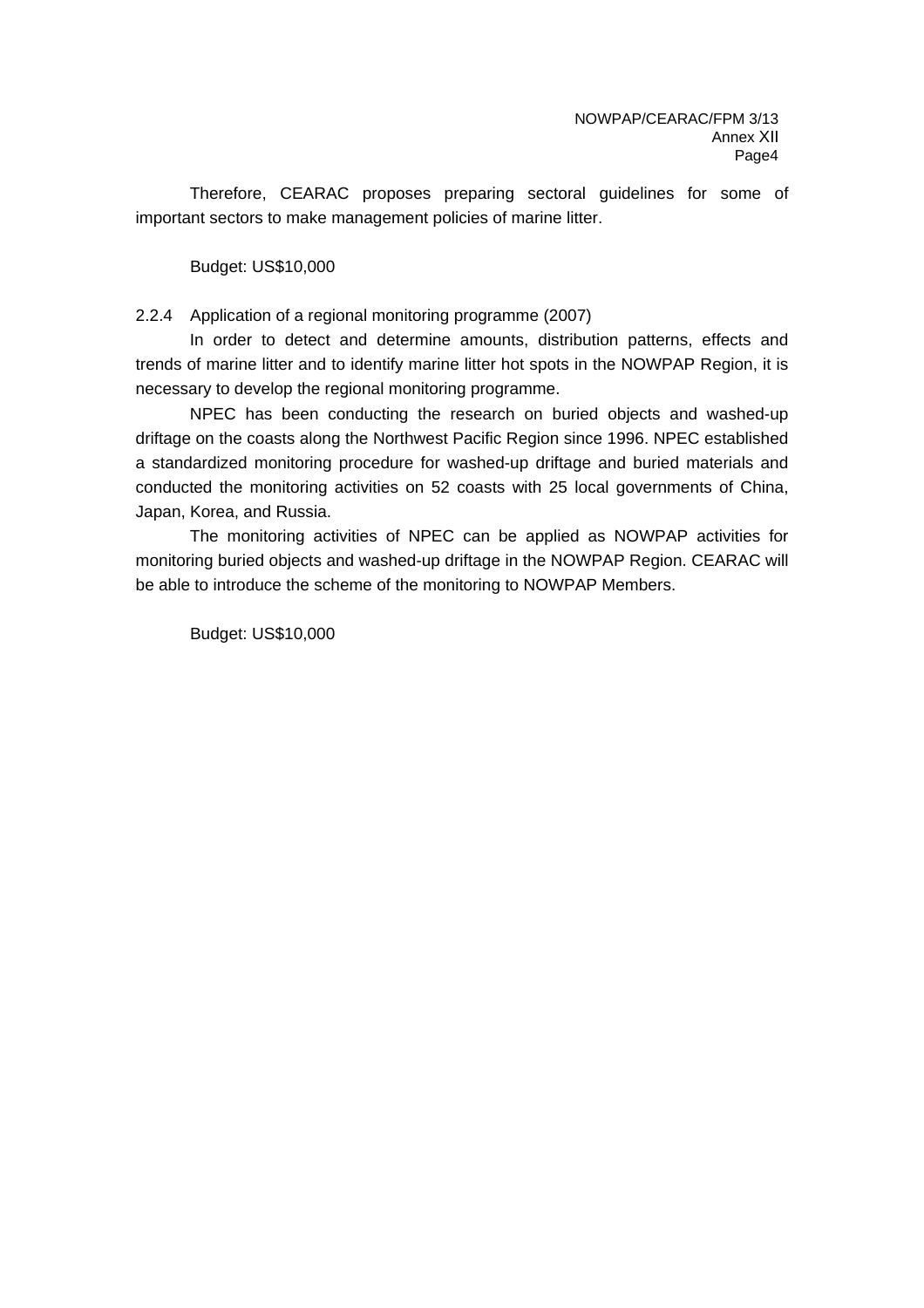Therefore, CEARAC proposes preparing sectoral guidelines for some of important sectors to make management policies of marine litter.

Budget: US$10,000

2.2.4 Application of a regional monitoring programme (2007)

In order to detect and determine amounts, distribution patterns, effects and trends of marine litter and to identify marine litter hot spots in the NOWPAP Region, it is necessary to develop the regional monitoring programme.

NPEC has been conducting the research on buried objects and washed-up driftage on the coasts along the Northwest Pacific Region since 1996. NPEC established a standardized monitoring procedure for washed-up driftage and buried materials and conducted the monitoring activities on 52 coasts with 25 local governments of China, Japan, Korea, and Russia.

The monitoring activities of NPEC can be applied as NOWPAP activities for monitoring buried objects and washed-up driftage in the NOWPAP Region. CEARAC will be able to introduce the scheme of the monitoring to NOWPAP Members.

Budget: US$10,000